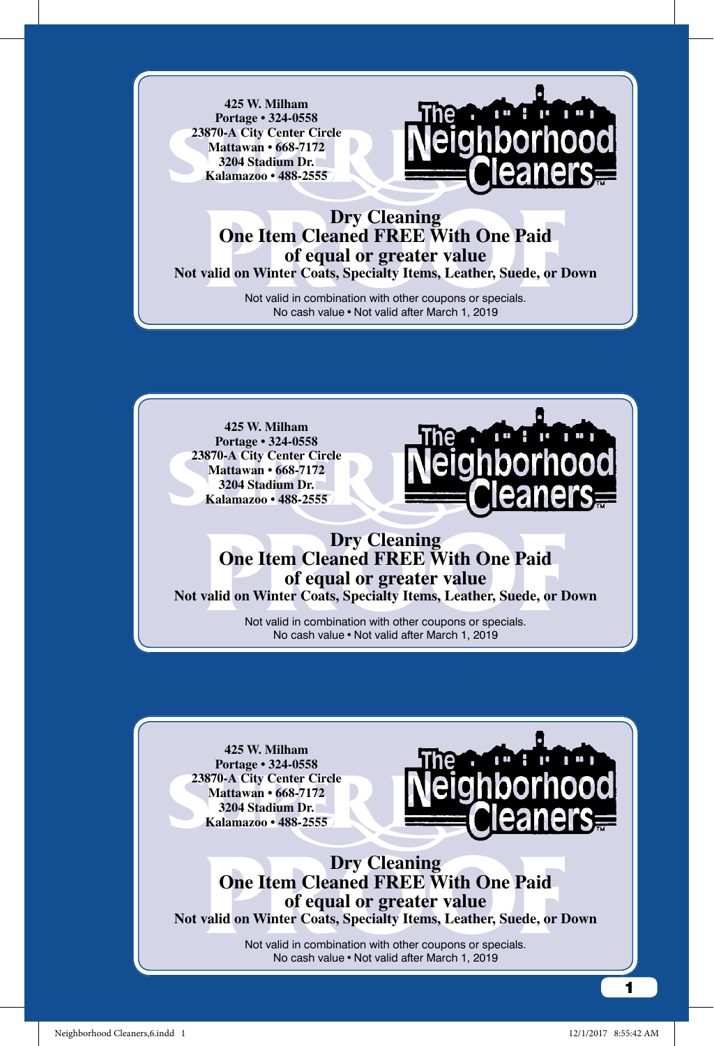425 W. Milham
Portage • 324-0558
23870-A City Center Circle
Mattawan • 668-7172
3204 Stadium Dr.
Kalamazoo • 488-2555

The Neighborhood Cleaners™

**Dry Cleaning**
**One Item Cleaned FREE With One Paid of equal or greater value**
**Not valid on Winter Coats, Specialty Items, Leather, Suede, or Down**

Not valid in combination with other coupons or specials.
No cash value • Not valid after March 1, 2019

---

425 W. Milham
Portage • 324-0558
23870-A City Center Circle
Mattawan • 668-7172
3204 Stadium Dr.
Kalamazoo • 488-2555

The Neighborhood Cleaners™

**Dry Cleaning**
**One Item Cleaned FREE With One Paid of equal or greater value**
**Not valid on Winter Coats, Specialty Items, Leather, Suede, or Down**

Not valid in combination with other coupons or specials.
No cash value • Not valid after March 1, 2019

---

425 W. Milham
Portage • 324-0558
23870-A City Center Circle
Mattawan • 668-7172
3204 Stadium Dr.
Kalamazoo • 488-2555

The Neighborhood Cleaners™

**Dry Cleaning**
**One Item Cleaned FREE With One Paid of equal or greater value**
**Not valid on Winter Coats, Specialty Items, Leather, Suede, or Down**

Not valid in combination with other coupons or specials.
No cash value • Not valid after March 1, 2019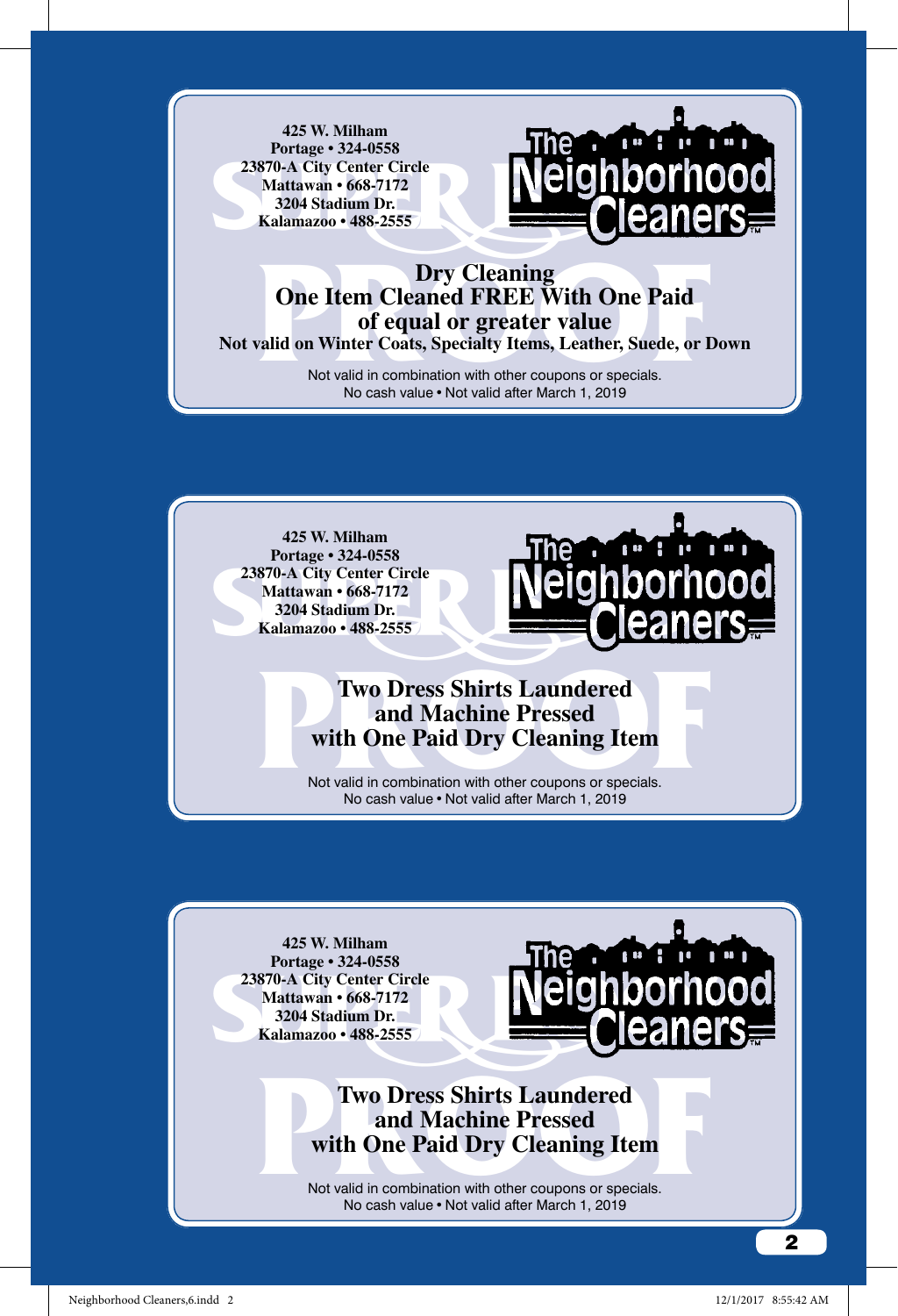425 W. Milham
Portage • 324-0558
23870-A City Center Circle
Mattawan • 668-7172
3204 Stadium Dr.
Kalamazoo • 488-2555

The Neighborhood Cleaners

**Dry Cleaning**
**One Item Cleaned FREE With One Paid of equal or greater value**
**Not valid on Winter Coats, Specialty Items, Leather, Suede, or Down**

Not valid in combination with other coupons or specials.
No cash value • Not valid after March 1, 2019

---

425 W. Milham
Portage • 324-0558
23870-A City Center Circle
Mattawan • 668-7172
3204 Stadium Dr.
Kalamazoo • 488-2555

The Neighborhood Cleaners

**Two Dress Shirts Laundered and Machine Pressed with One Paid Dry Cleaning Item**

Not valid in combination with other coupons or specials.
No cash value • Not valid after March 1, 2019

---

425 W. Milham
Portage • 324-0558
23870-A City Center Circle
Mattawan • 668-7172
3204 Stadium Dr.
Kalamazoo • 488-2555

The Neighborhood Cleaners

**Two Dress Shirts Laundered and Machine Pressed with One Paid Dry Cleaning Item**

Not valid in combination with other coupons or specials.
No cash value • Not valid after March 1, 2019